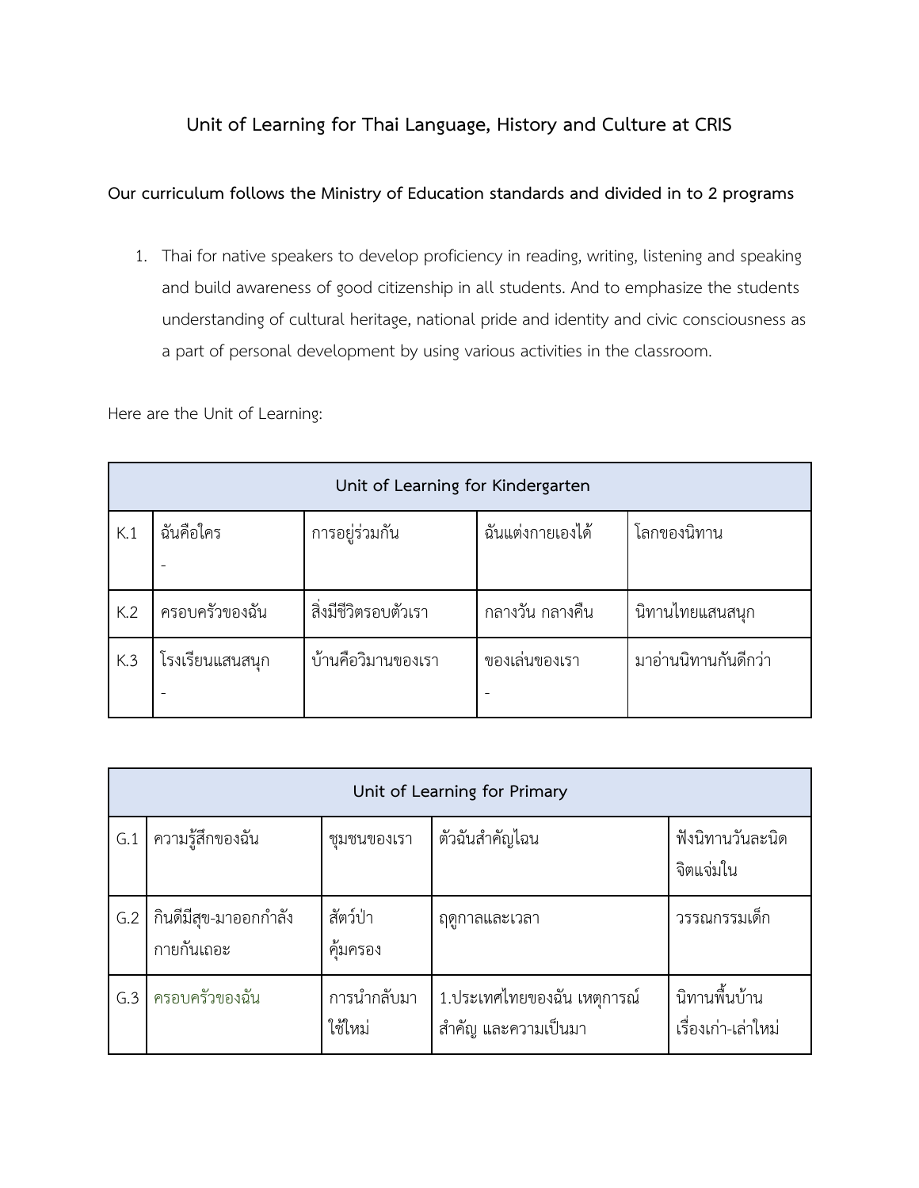## Unit of Learning for Thai Language, History and Culture at CRIS

**Our curriculum follows the Ministry of Education standards and divided in to 2 programs**

1. Thai for native speakers to develop proficiency in reading, writing, listening and speaking and build awareness of good citizenship in all students. And to emphasize the students understanding of cultural heritage, national pride and identity and civic consciousness as a part of personal development by using various activities in the classroom.

Here are the Unit of Learning:

| Unit of Learning for Kindergarten | | | | |
|---|---|---|---|---|
| K.1 | ฉันคือใคร<br>- | การอยู่ร่วมกัน | ฉันแต่งกายเองได้ | โลกของนิทาน |
| K.2 | ครอบครัวของฉัน | สิ่งมีชีวิตรอบตัวเรา | กลางวัน กลางคืน | นิทานไทยแสนสนุก |
| K.3 | โรงเรียนแสนสนุก<br>- | บ้านคือวิมานของเรา | ของเล่นของเรา<br>- | มาอ่านนิทานกันดีกว่า |

| Unit of Learning for Primary | | | | |
|---|---|---|---|---|
| G.1 | ความรู้สึกของฉัน | ชุมชนของเรา | ตัวฉันสำคัญไฉน | ฟังนิทานวันละนิด จิตแจ่มใน |
| G.2 | กินดีมีสุข-มาออกกำลังกายกันเถอะ | สัตว์ป่าคุ้มครอง | ฤดูกาลและเวลา | วรรณกรรมเด็ก |
| G.3 | ครอบครัวของฉัน | การนำกลับมาใช้ใหม่ | 1.ประเทศไทยของฉัน เหตุการณ์สำคัญ และความเป็นมา | นิทานพื้นบ้านเรื่องเก่า-เล่าใหม่ |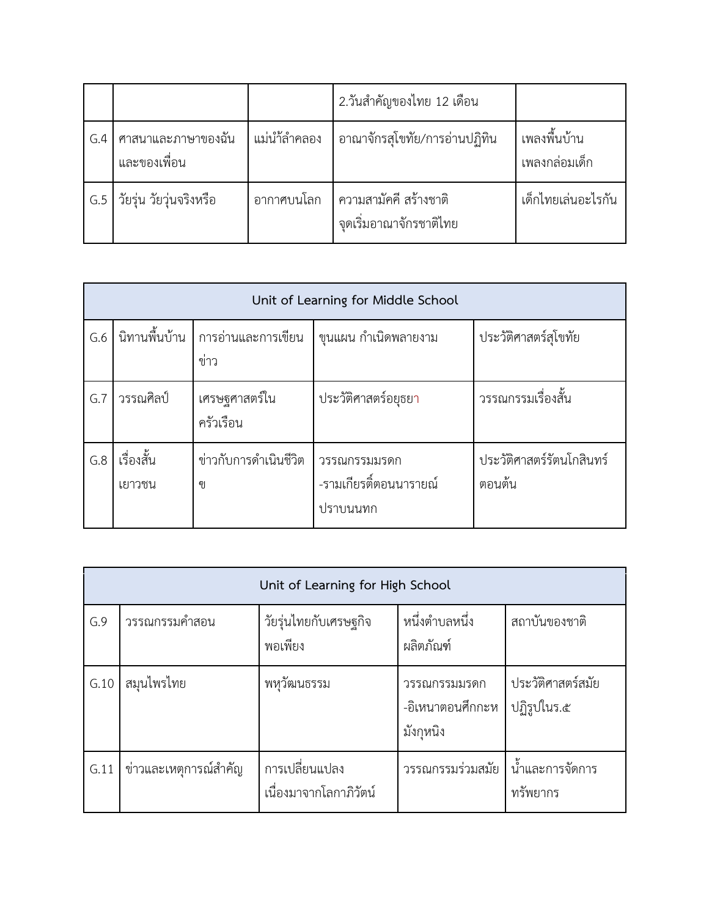| | | | | |
|---|---|---|---|---|
| | | | 2.วันสำคัญของไทย 12 เดือน | |
| G.4 | ศาสนาและภาษาของฉันและของเพื่อน | แม่น้ำลำคลอง | อาณาจักรสุโขทัย/การอ่านปฏิทิน | เพลงพื้นบ้าน เพลงกล่อมเด็ก |
| G.5 | วัยรุ่น วัยวุ่นจริงหรือ | อากาศบนโลก | ความสามัคคี สร้างชาติ จุดเริ่มอาณาจักรชาติไทย | เด็กไทยเล่นอะไรกัน |

| Unit of Learning for Middle School | | | | |
|---|---|---|---|---|
| G.6 | นิทานพื้นบ้าน | การอ่านและการเขียนข่าว | ขุนแผน กำเนิดพลายงาม | ประวัติศาสตร์สุโขทัย |
| G.7 | วรรณศิลป์ | เศรษฐศาสตร์ในครัวเรือน | ประวัติศาสตร์อยุธยา | วรรณกรรมเรื่องสั้น |
| G.8 | เรื่องสั้นเยาวชน | ข่าวกับการดำเนินชีวิต ข | วรรณกรรมมรดก -รามเกียรติ์ตอนนารายณ์ปราบนนทก | ประวัติศาสตร์รัตนโกสินทร์ตอนต้น |

| Unit of Learning for High School | | | | |
|---|---|---|---|---|
| G.9 | วรรณกรรมคำสอน | วัยรุ่นไทยกับเศรษฐกิจพอเพียง | หนึ่งตำบลหนึ่งผลิตภัณฑ์ | สถาบันของชาติ |
| G.10 | สมุนไพรไทย | พหุวัฒนธรรม | วรรณกรรมมรดก -อิเหนาตอนศึกกะหมังกุหนิง | ประวัติศาสตร์สมัยปฏิรูปในร.๕ |
| G.11 | ข่าวและเหตุการณ์สำคัญ | การเปลี่ยนแปลงเนื่องมาจากโลกาภิวัตน์ | วรรณกรรมร่วมสมัย | น้ำและการจัดการทรัพยากร |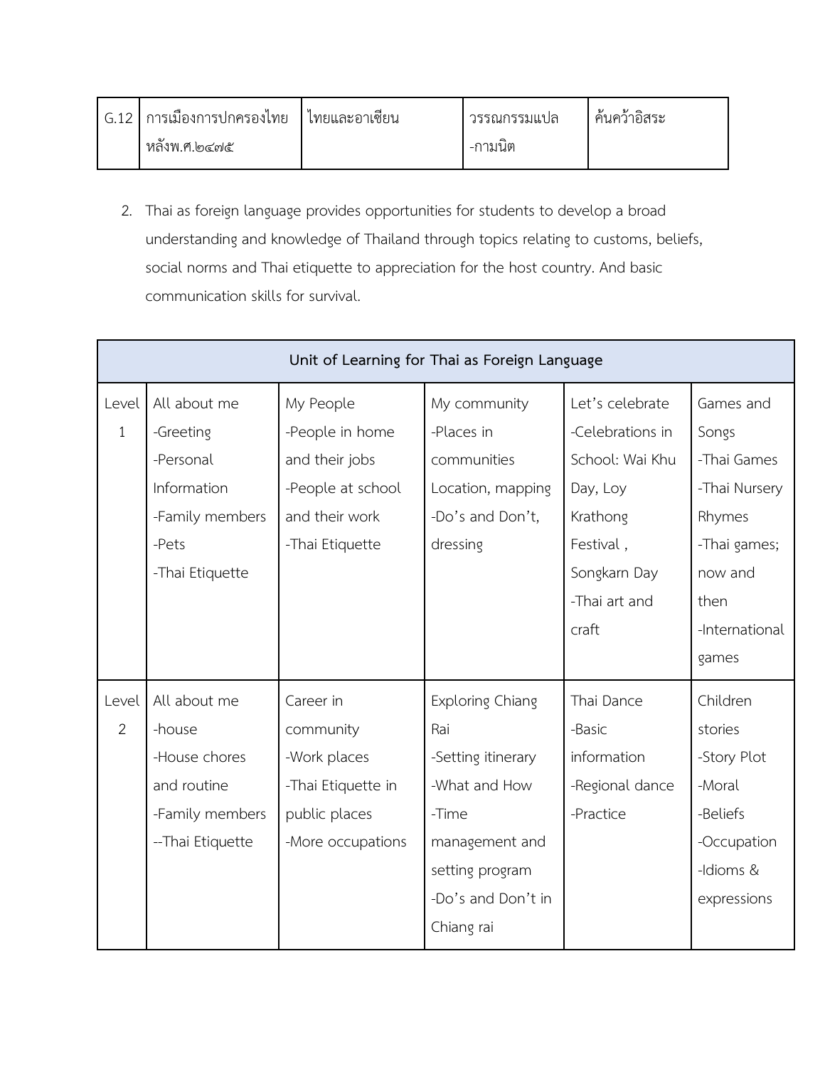| G.12 | การเมืองการปกครองไทยหลังพ.ศ.๒๔๗๕ | ไทยและอาเซียน | วรรณกรรมแปล<br>-กามนิต | ค้นคว้าอิสระ |
|---|---|---|---|---|

2. Thai as foreign language provides opportunities for students to develop a broad understanding and knowledge of Thailand through topics relating to customs, beliefs, social norms and Thai etiquette to appreciation for the host country. And basic communication skills for survival.

| Unit of Learning for Thai as Foreign Language | | | | | |
|---|---|---|---|---|---|
| Level 1 | All about me<br>-Greeting<br>-Personal Information<br>-Family members<br>-Pets<br>-Thai Etiquette | My People<br>-People in home and their jobs<br>-People at school and their work<br>-Thai Etiquette | My community<br>-Places in communities Location, mapping<br>-Do's and Don't, dressing | Let's celebrate<br>-Celebrations in School: Wai Khu Day, Loy Krathong Festival , Songkarn Day<br>-Thai art and craft | Games and Songs<br>-Thai Games<br>-Thai Nursery Rhymes<br>-Thai games; now and then<br>-International games |
| Level 2 | All about me<br>-house<br>-House chores and routine<br>-Family members<br>--Thai Etiquette | Career in community<br>-Work places<br>-Thai Etiquette in public places<br>-More occupations | Exploring Chiang Rai<br>-Setting itinerary<br>-What and How<br>-Time management and setting program<br>-Do's and Don't in Chiang rai | Thai Dance<br>-Basic information<br>-Regional dance<br>-Practice | Children stories<br>-Story Plot<br>-Moral<br>-Beliefs<br>-Occupation<br>-Idioms & expressions |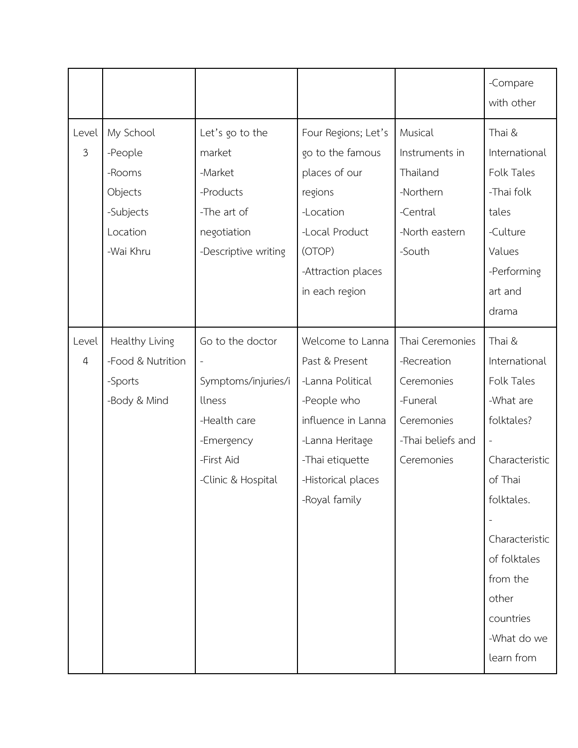| | | | | | |
|---|---|---|---|---|---|
| | | | | | -Compare with other |
| Level 3 | My School<br>-People<br>-Rooms<br>Objects<br>-Subjects<br>Location<br>-Wai Khru | Let's go to the market<br>-Market<br>-Products<br>-The art of negotiation<br>-Descriptive writing | Four Regions; Let's go to the famous places of our regions<br>-Location<br>-Local Product (OTOP)<br>-Attraction places in each region | Musical Instruments in Thailand<br>-Northern<br>-Central<br>-North eastern<br>-South | Thai & International Folk Tales<br>-Thai folk tales<br>-Culture Values<br>-Performing art and drama |
| Level 4 | Healthy Living<br>-Food & Nutrition<br>-Sports<br>-Body & Mind | Go to the doctor<br>-Symptoms/injuries/illness<br>-Health care<br>-Emergency<br>-First Aid<br>-Clinic & Hospital | Welcome to Lanna Past & Present<br>-Lanna Political<br>-People who influence in Lanna<br>-Lanna Heritage<br>-Thai etiquette<br>-Historical places<br>-Royal family | Thai Ceremonies<br>-Recreation Ceremonies<br>-Funeral Ceremonies<br>-Thai beliefs and Ceremonies | Thai & International Folk Tales<br>-What are folktales?<br>-Characteristic of Thai folktales.<br>-Characteristic of folktales from the other countries<br>-What do we learn from |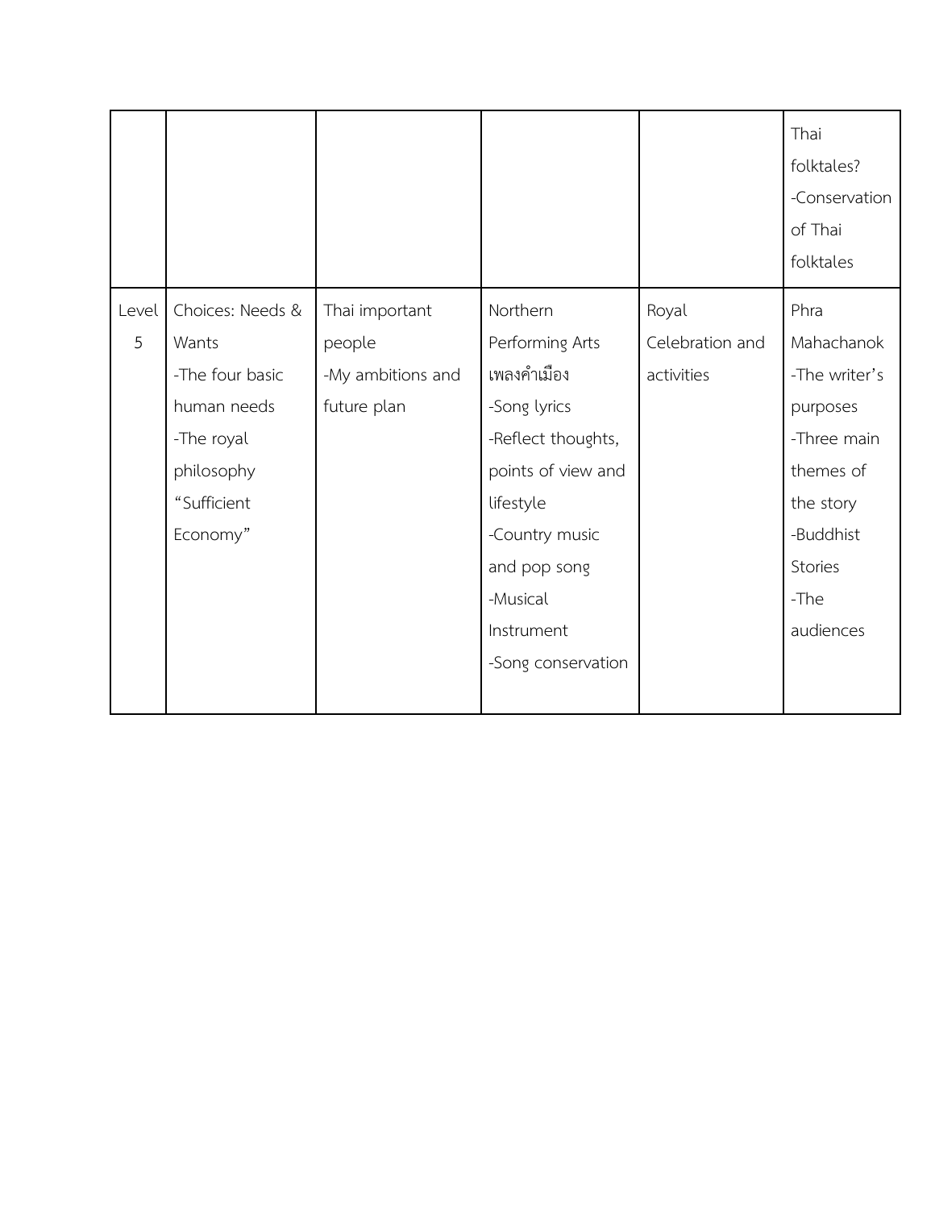| | | | | | |
|---|---|---|---|---|---|
| | | | | | Thai folktales?<br>-Conservation of Thai folktales |
| Level 5 | Choices: Needs & Wants<br>-The four basic human needs<br>-The royal philosophy "Sufficient Economy" | Thai important people<br>-My ambitions and future plan | Northern Performing Arts<br>เพลงคำเมือง<br>-Song lyrics<br>-Reflect thoughts, points of view and lifestyle<br>-Country music and pop song<br>-Musical Instrument<br>-Song conservation | Royal Celebration and activities | Phra Mahachanok<br>-The writer's purposes<br>-Three main themes of the story<br>-Buddhist Stories<br>-The audiences |